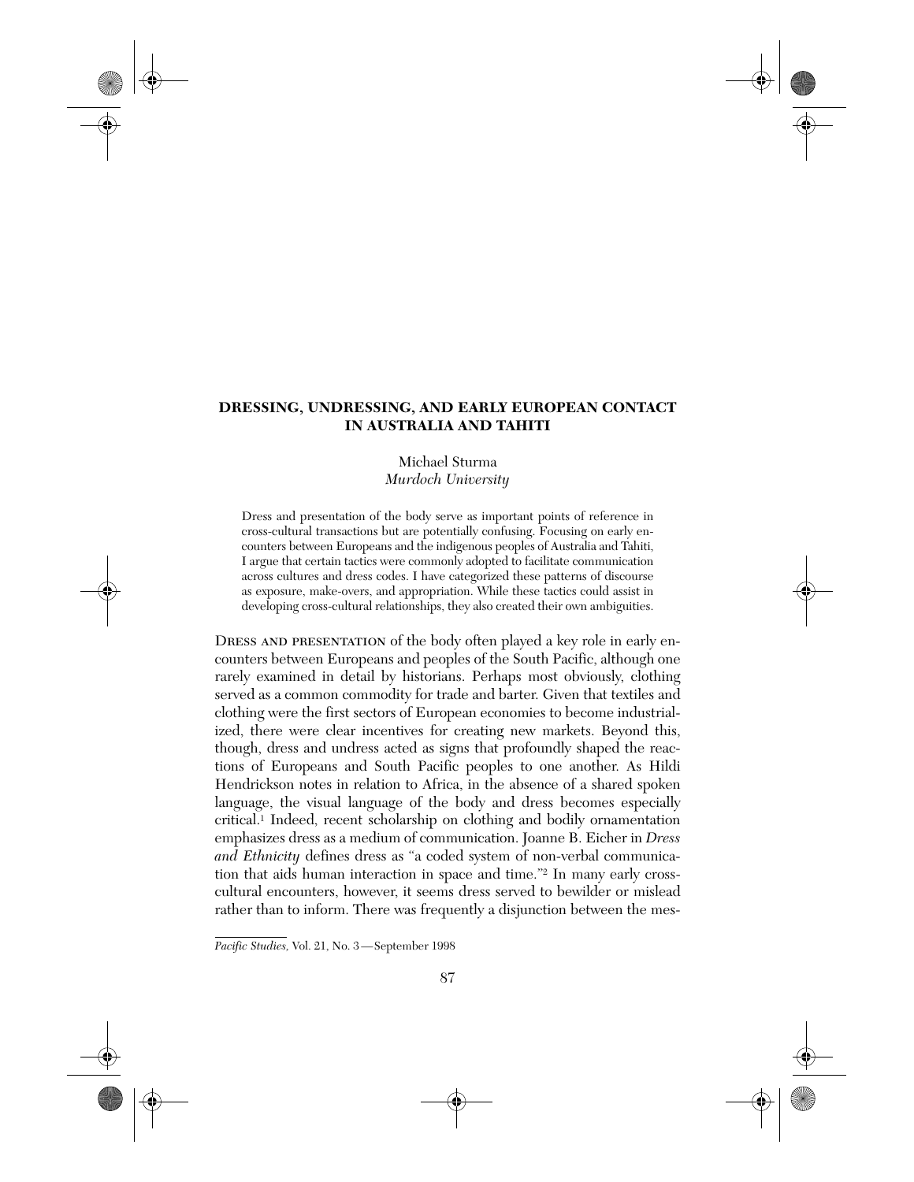# DRESSING, UNDRESSING, AND EARLY EUROPEAN CONTACT IN AUSTRALIA AND TAHITI

Michael Sturma
*Murdoch University*

Dress and presentation of the body serve as important points of reference in cross-cultural transactions but are potentially confusing. Focusing on early encounters between Europeans and the indigenous peoples of Australia and Tahiti, I argue that certain tactics were commonly adopted to facilitate communication across cultures and dress codes. I have categorized these patterns of discourse as exposure, make-overs, and appropriation. While these tactics could assist in developing cross-cultural relationships, they also created their own ambiguities.

Dress and presentation of the body often played a key role in early encounters between Europeans and peoples of the South Pacific, although one rarely examined in detail by historians. Perhaps most obviously, clothing served as a common commodity for trade and barter. Given that textiles and clothing were the first sectors of European economies to become industrialized, there were clear incentives for creating new markets. Beyond this, though, dress and undress acted as signs that profoundly shaped the reactions of Europeans and South Pacific peoples to one another. As Hildi Hendrickson notes in relation to Africa, in the absence of a shared spoken language, the visual language of the body and dress becomes especially critical.[1] Indeed, recent scholarship on clothing and bodily ornamentation emphasizes dress as a medium of communication. Joanne B. Eicher in *Dress and Ethnicity* defines dress as "a coded system of non-verbal communication that aids human interaction in space and time."[2] In many early cross-cultural encounters, however, it seems dress served to bewilder or mislead rather than to inform. There was frequently a disjunction between the mes-

*Pacific Studies*, Vol. 21, No. 3—September 1998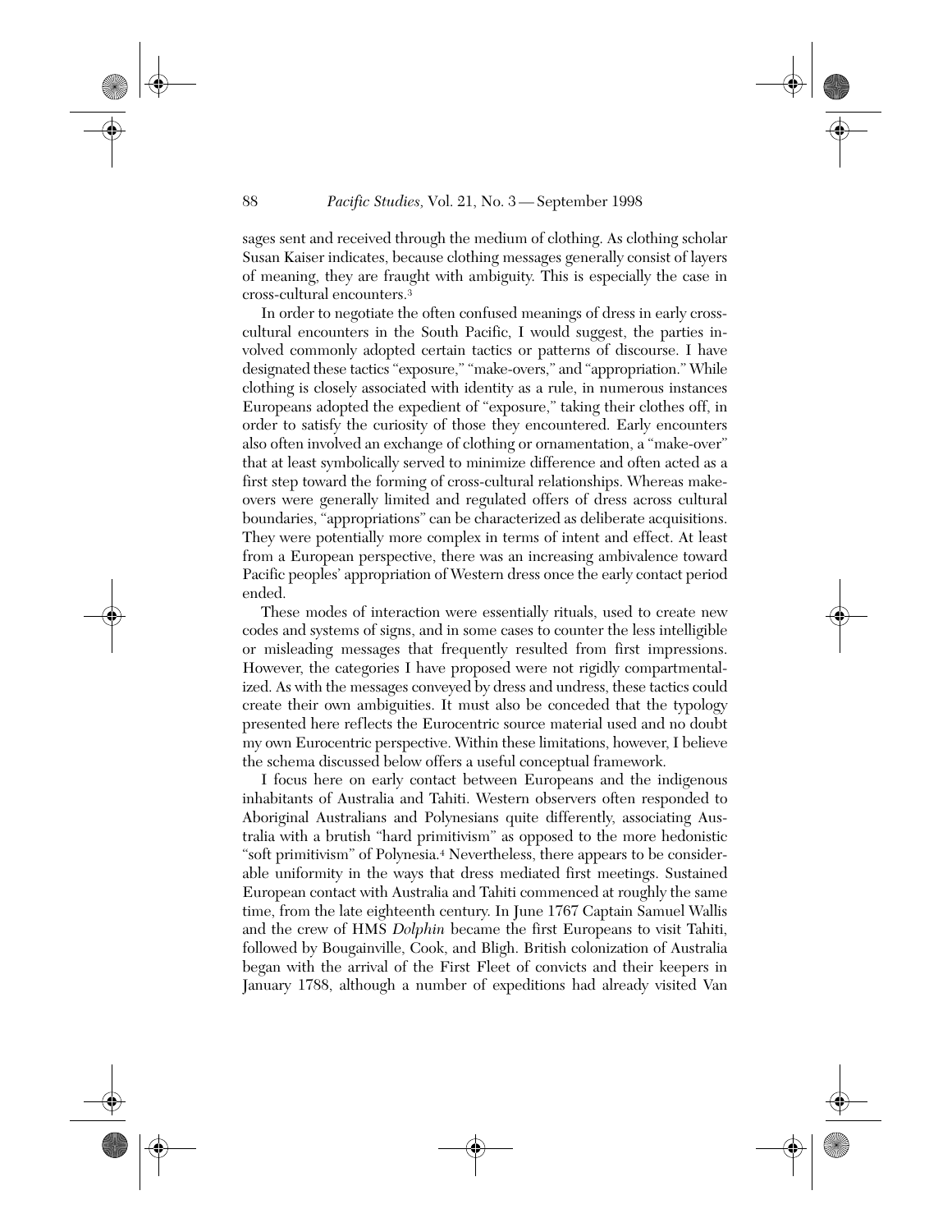sages sent and received through the medium of clothing. As clothing scholar Susan Kaiser indicates, because clothing messages generally consist of layers of meaning, they are fraught with ambiguity. This is especially the case in cross-cultural encounters.[3]

In order to negotiate the often confused meanings of dress in early cross-cultural encounters in the South Pacific, I would suggest, the parties involved commonly adopted certain tactics or patterns of discourse. I have designated these tactics "exposure," "make-overs," and "appropriation." While clothing is closely associated with identity as a rule, in numerous instances Europeans adopted the expedient of "exposure," taking their clothes off, in order to satisfy the curiosity of those they encountered. Early encounters also often involved an exchange of clothing or ornamentation, a "make-over" that at least symbolically served to minimize difference and often acted as a first step toward the forming of cross-cultural relationships. Whereas make-overs were generally limited and regulated offers of dress across cultural boundaries, "appropriations" can be characterized as deliberate acquisitions. They were potentially more complex in terms of intent and effect. At least from a European perspective, there was an increasing ambivalence toward Pacific peoples' appropriation of Western dress once the early contact period ended.

These modes of interaction were essentially rituals, used to create new codes and systems of signs, and in some cases to counter the less intelligible or misleading messages that frequently resulted from first impressions. However, the categories I have proposed were not rigidly compartmentalized. As with the messages conveyed by dress and undress, these tactics could create their own ambiguities. It must also be conceded that the typology presented here reflects the Eurocentric source material used and no doubt my own Eurocentric perspective. Within these limitations, however, I believe the schema discussed below offers a useful conceptual framework.

I focus here on early contact between Europeans and the indigenous inhabitants of Australia and Tahiti. Western observers often responded to Aboriginal Australians and Polynesians quite differently, associating Australia with a brutish "hard primitivism" as opposed to the more hedonistic "soft primitivism" of Polynesia.[4] Nevertheless, there appears to be considerable uniformity in the ways that dress mediated first meetings. Sustained European contact with Australia and Tahiti commenced at roughly the same time, from the late eighteenth century. In June 1767 Captain Samuel Wallis and the crew of HMS *Dolphin* became the first Europeans to visit Tahiti, followed by Bougainville, Cook, and Bligh. British colonization of Australia began with the arrival of the First Fleet of convicts and their keepers in January 1788, although a number of expeditions had already visited Van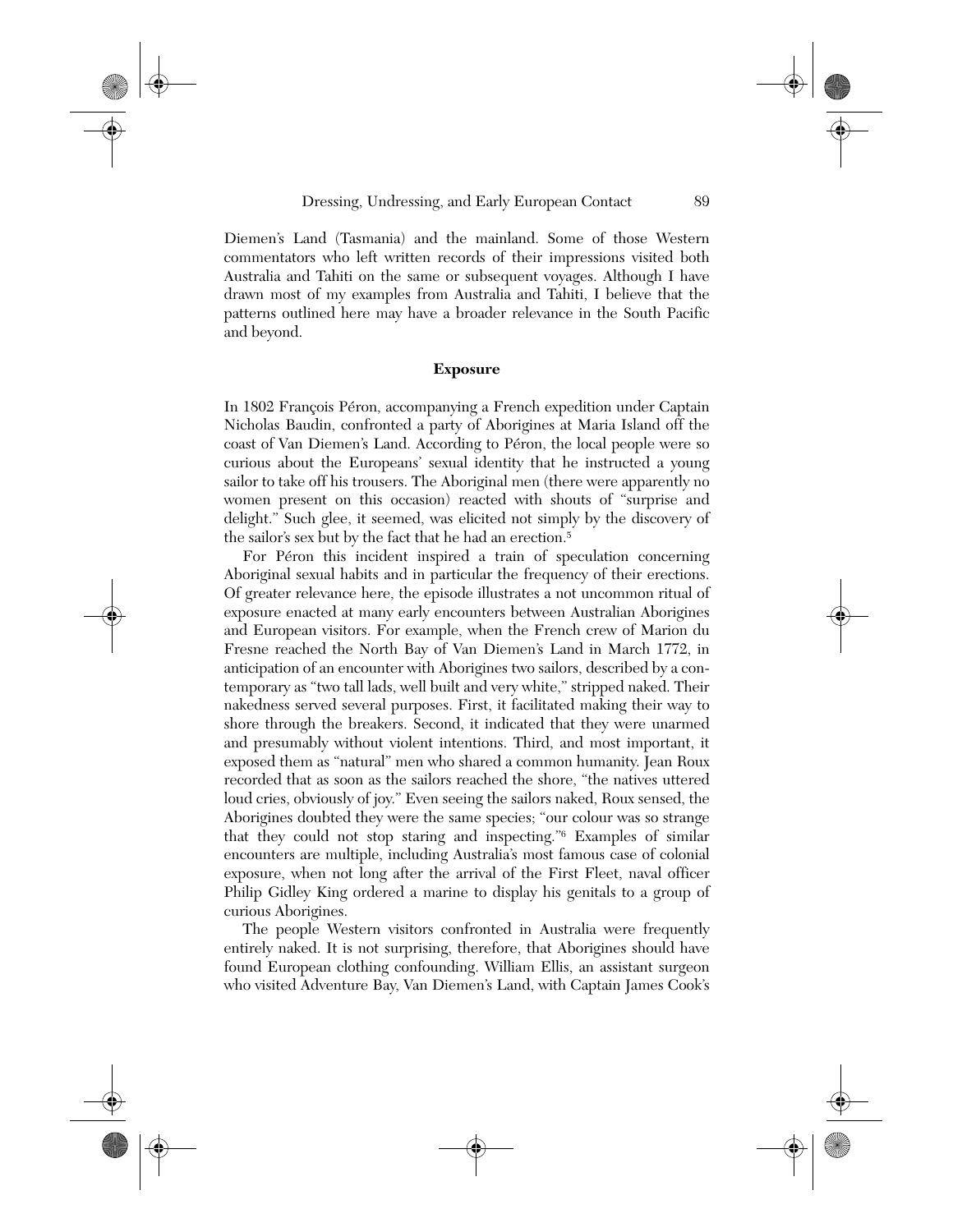Diemen's Land (Tasmania) and the mainland. Some of those Western commentators who left written records of their impressions visited both Australia and Tahiti on the same or subsequent voyages. Although I have drawn most of my examples from Australia and Tahiti, I believe that the patterns outlined here may have a broader relevance in the South Pacific and beyond.

**Exposure**

In 1802 François Péron, accompanying a French expedition under Captain Nicholas Baudin, confronted a party of Aborigines at Maria Island off the coast of Van Diemen's Land. According to Péron, the local people were so curious about the Europeans' sexual identity that he instructed a young sailor to take off his trousers. The Aboriginal men (there were apparently no women present on this occasion) reacted with shouts of "surprise and delight." Such glee, it seemed, was elicited not simply by the discovery of the sailor's sex but by the fact that he had an erection.[5]

For Péron this incident inspired a train of speculation concerning Aboriginal sexual habits and in particular the frequency of their erections. Of greater relevance here, the episode illustrates a not uncommon ritual of exposure enacted at many early encounters between Australian Aborigines and European visitors. For example, when the French crew of Marion du Fresne reached the North Bay of Van Diemen's Land in March 1772, in anticipation of an encounter with Aborigines two sailors, described by a contemporary as "two tall lads, well built and very white," stripped naked. Their nakedness served several purposes. First, it facilitated making their way to shore through the breakers. Second, it indicated that they were unarmed and presumably without violent intentions. Third, and most important, it exposed them as "natural" men who shared a common humanity. Jean Roux recorded that as soon as the sailors reached the shore, "the natives uttered loud cries, obviously of joy." Even seeing the sailors naked, Roux sensed, the Aborigines doubted they were the same species; "our colour was so strange that they could not stop staring and inspecting."[6] Examples of similar encounters are multiple, including Australia's most famous case of colonial exposure, when not long after the arrival of the First Fleet, naval officer Philip Gidley King ordered a marine to display his genitals to a group of curious Aborigines.

The people Western visitors confronted in Australia were frequently entirely naked. It is not surprising, therefore, that Aborigines should have found European clothing confounding. William Ellis, an assistant surgeon who visited Adventure Bay, Van Diemen's Land, with Captain James Cook's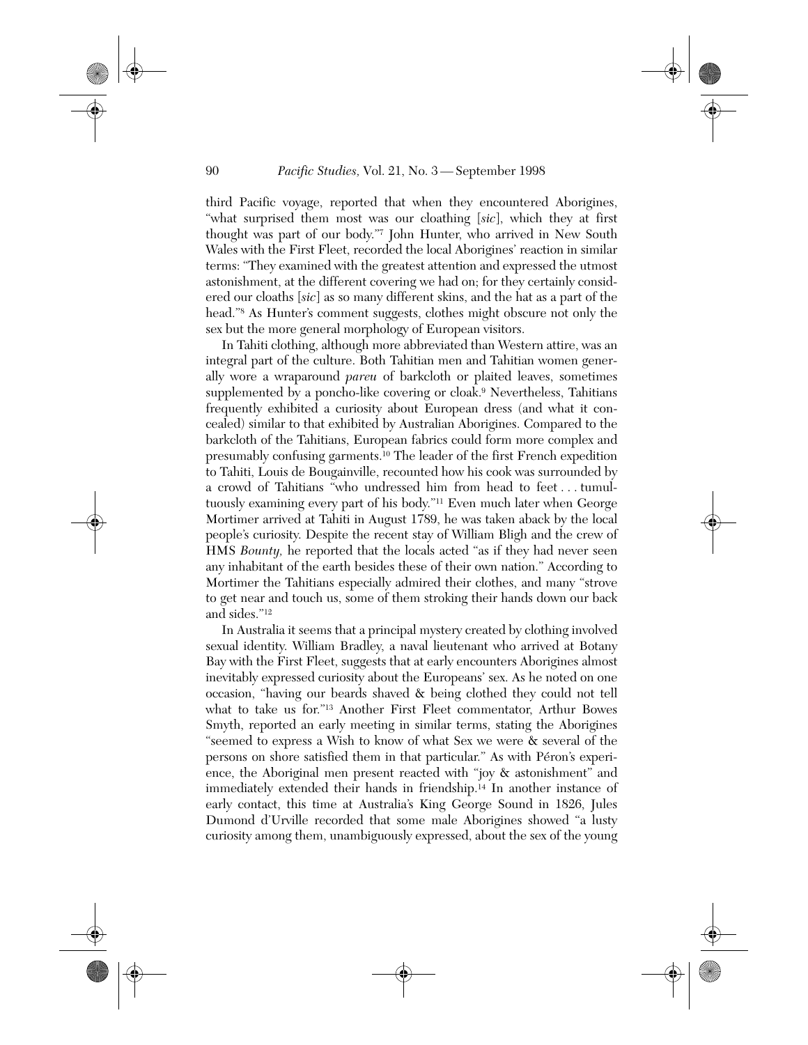third Pacific voyage, reported that when they encountered Aborigines, "what surprised them most was our cloathing [*sic*], which they at first thought was part of our body."[7] John Hunter, who arrived in New South Wales with the First Fleet, recorded the local Aborigines' reaction in similar terms: "They examined with the greatest attention and expressed the utmost astonishment, at the different covering we had on; for they certainly considered our cloaths [*sic*] as so many different skins, and the hat as a part of the head."[8] As Hunter's comment suggests, clothes might obscure not only the sex but the more general morphology of European visitors.

In Tahiti clothing, although more abbreviated than Western attire, was an integral part of the culture. Both Tahitian men and Tahitian women generally wore a wraparound *pareu* of barkcloth or plaited leaves, sometimes supplemented by a poncho-like covering or cloak.[9] Nevertheless, Tahitians frequently exhibited a curiosity about European dress (and what it concealed) similar to that exhibited by Australian Aborigines. Compared to the barkcloth of the Tahitians, European fabrics could form more complex and presumably confusing garments.[10] The leader of the first French expedition to Tahiti, Louis de Bougainville, recounted how his cook was surrounded by a crowd of Tahitians "who undressed him from head to feet . . . tumultuously examining every part of his body."[11] Even much later when George Mortimer arrived at Tahiti in August 1789, he was taken aback by the local people's curiosity. Despite the recent stay of William Bligh and the crew of HMS *Bounty*, he reported that the locals acted "as if they had never seen any inhabitant of the earth besides these of their own nation." According to Mortimer the Tahitians especially admired their clothes, and many "strove to get near and touch us, some of them stroking their hands down our back and sides."[12]

In Australia it seems that a principal mystery created by clothing involved sexual identity. William Bradley, a naval lieutenant who arrived at Botany Bay with the First Fleet, suggests that at early encounters Aborigines almost inevitably expressed curiosity about the Europeans' sex. As he noted on one occasion, "having our beards shaved & being clothed they could not tell what to take us for."[13] Another First Fleet commentator, Arthur Bowes Smyth, reported an early meeting in similar terms, stating the Aborigines "seemed to express a Wish to know of what Sex we were & several of the persons on shore satisfied them in that particular." As with Péron's experience, the Aboriginal men present reacted with "joy & astonishment" and immediately extended their hands in friendship.[14] In another instance of early contact, this time at Australia's King George Sound in 1826, Jules Dumond d'Urville recorded that some male Aborigines showed "a lusty curiosity among them, unambiguously expressed, about the sex of the young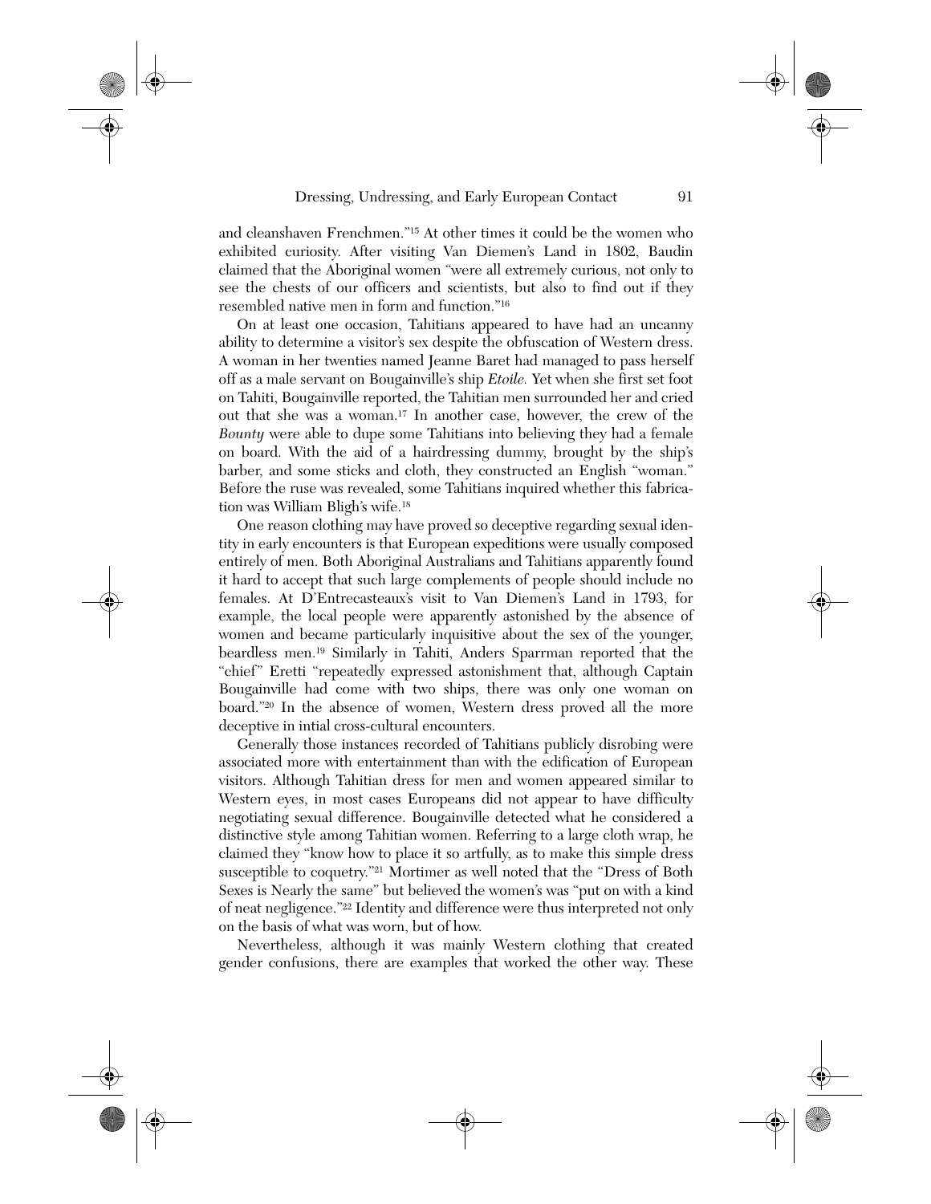and cleanshaven Frenchmen."[15] At other times it could be the women who exhibited curiosity. After visiting Van Diemen's Land in 1802, Baudin claimed that the Aboriginal women "were all extremely curious, not only to see the chests of our officers and scientists, but also to find out if they resembled native men in form and function."[16]

On at least one occasion, Tahitians appeared to have had an uncanny ability to determine a visitor's sex despite the obfuscation of Western dress. A woman in her twenties named Jeanne Baret had managed to pass herself off as a male servant on Bougainville's ship *Etoile.* Yet when she first set foot on Tahiti, Bougainville reported, the Tahitian men surrounded her and cried out that she was a woman.[17] In another case, however, the crew of the *Bounty* were able to dupe some Tahitians into believing they had a female on board. With the aid of a hairdressing dummy, brought by the ship's barber, and some sticks and cloth, they constructed an English "woman." Before the ruse was revealed, some Tahitians inquired whether this fabrication was William Bligh's wife.[18]

One reason clothing may have proved so deceptive regarding sexual identity in early encounters is that European expeditions were usually composed entirely of men. Both Aboriginal Australians and Tahitians apparently found it hard to accept that such large complements of people should include no females. At D'Entrecasteaux's visit to Van Diemen's Land in 1793, for example, the local people were apparently astonished by the absence of women and became particularly inquisitive about the sex of the younger, beardless men.[19] Similarly in Tahiti, Anders Sparrman reported that the "chief" Eretti "repeatedly expressed astonishment that, although Captain Bougainville had come with two ships, there was only one woman on board."[20] In the absence of women, Western dress proved all the more deceptive in intial cross-cultural encounters.

Generally those instances recorded of Tahitians publicly disrobing were associated more with entertainment than with the edification of European visitors. Although Tahitian dress for men and women appeared similar to Western eyes, in most cases Europeans did not appear to have difficulty negotiating sexual difference. Bougainville detected what he considered a distinctive style among Tahitian women. Referring to a large cloth wrap, he claimed they "know how to place it so artfully, as to make this simple dress susceptible to coquetry."[21] Mortimer as well noted that the "Dress of Both Sexes is Nearly the same" but believed the women's was "put on with a kind of neat negligence."[22] Identity and difference were thus interpreted not only on the basis of what was worn, but of how.

Nevertheless, although it was mainly Western clothing that created gender confusions, there are examples that worked the other way. These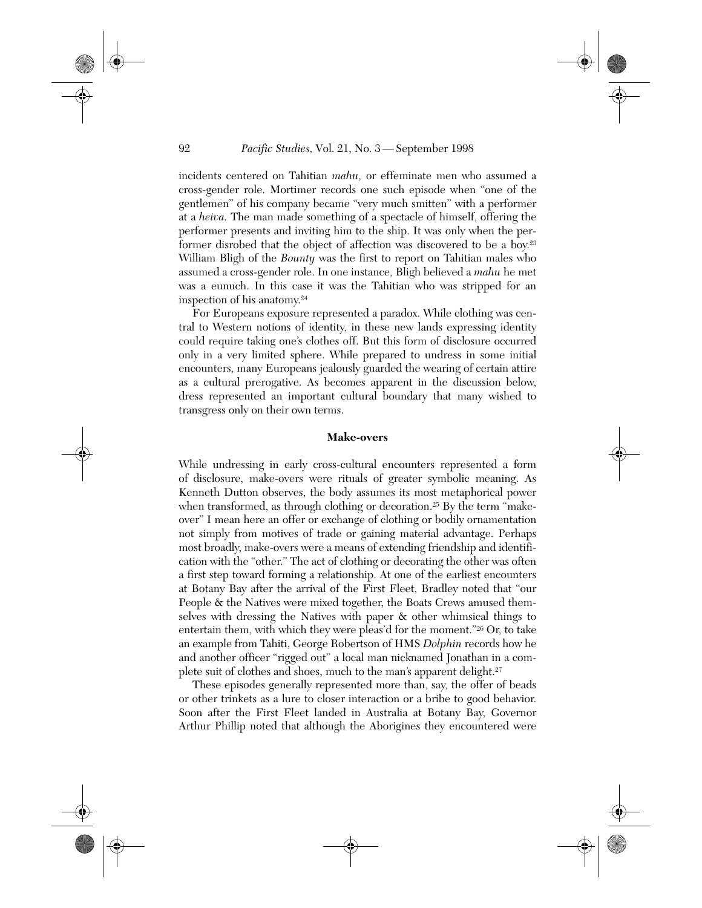incidents centered on Tahitian *mahu,* or effeminate men who assumed a cross-gender role. Mortimer records one such episode when "one of the gentlemen" of his company became "very much smitten" with a performer at a *heiva.* The man made something of a spectacle of himself, offering the performer presents and inviting him to the ship. It was only when the performer disrobed that the object of affection was discovered to be a boy.[23] William Bligh of the *Bounty* was the first to report on Tahitian males who assumed a cross-gender role. In one instance, Bligh believed a *mahu* he met was a eunuch. In this case it was the Tahitian who was stripped for an inspection of his anatomy.[24]

For Europeans exposure represented a paradox. While clothing was central to Western notions of identity, in these new lands expressing identity could require taking one's clothes off. But this form of disclosure occurred only in a very limited sphere. While prepared to undress in some initial encounters, many Europeans jealously guarded the wearing of certain attire as a cultural prerogative. As becomes apparent in the discussion below, dress represented an important cultural boundary that many wished to transgress only on their own terms.

## Make-overs

While undressing in early cross-cultural encounters represented a form of disclosure, make-overs were rituals of greater symbolic meaning. As Kenneth Dutton observes, the body assumes its most metaphorical power when transformed, as through clothing or decoration.[25] By the term "make-over" I mean here an offer or exchange of clothing or bodily ornamentation not simply from motives of trade or gaining material advantage. Perhaps most broadly, make-overs were a means of extending friendship and identification with the "other." The act of clothing or decorating the other was often a first step toward forming a relationship. At one of the earliest encounters at Botany Bay after the arrival of the First Fleet, Bradley noted that "our People & the Natives were mixed together, the Boats Crews amused themselves with dressing the Natives with paper & other whimsical things to entertain them, with which they were pleas'd for the moment."[26] Or, to take an example from Tahiti, George Robertson of HMS *Dolphin* records how he and another officer "rigged out" a local man nicknamed Jonathan in a complete suit of clothes and shoes, much to the man's apparent delight.[27]

These episodes generally represented more than, say, the offer of beads or other trinkets as a lure to closer interaction or a bribe to good behavior. Soon after the First Fleet landed in Australia at Botany Bay, Governor Arthur Phillip noted that although the Aborigines they encountered were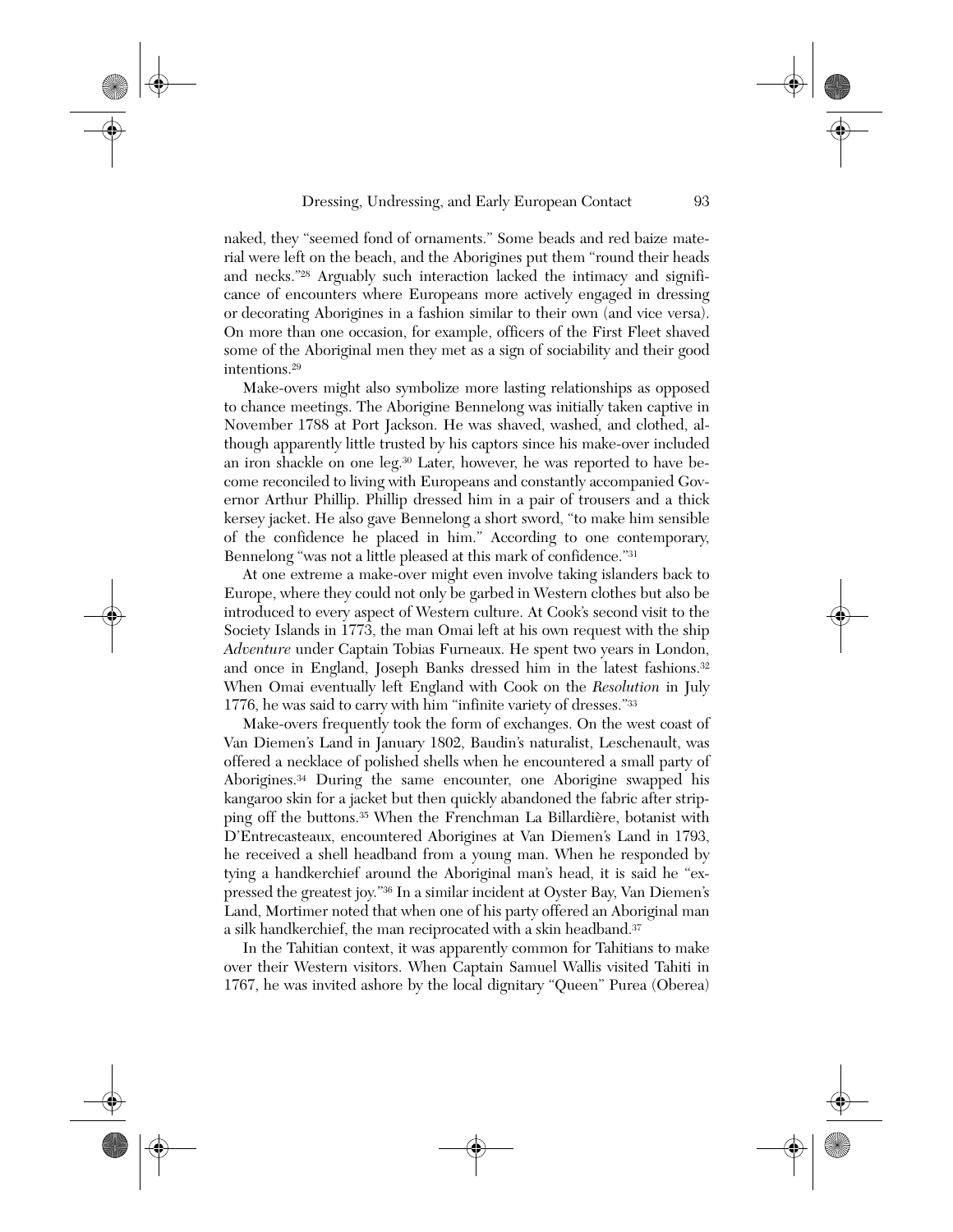naked, they "seemed fond of ornaments." Some beads and red baize material were left on the beach, and the Aborigines put them "round their heads and necks."[28] Arguably such interaction lacked the intimacy and significance of encounters where Europeans more actively engaged in dressing or decorating Aborigines in a fashion similar to their own (and vice versa). On more than one occasion, for example, officers of the First Fleet shaved some of the Aboriginal men they met as a sign of sociability and their good intentions.[29]

Make-overs might also symbolize more lasting relationships as opposed to chance meetings. The Aborigine Bennelong was initially taken captive in November 1788 at Port Jackson. He was shaved, washed, and clothed, although apparently little trusted by his captors since his make-over included an iron shackle on one leg.[30] Later, however, he was reported to have become reconciled to living with Europeans and constantly accompanied Governor Arthur Phillip. Phillip dressed him in a pair of trousers and a thick kersey jacket. He also gave Bennelong a short sword, "to make him sensible of the confidence he placed in him." According to one contemporary, Bennelong "was not a little pleased at this mark of confidence."[31]

At one extreme a make-over might even involve taking islanders back to Europe, where they could not only be garbed in Western clothes but also be introduced to every aspect of Western culture. At Cook's second visit to the Society Islands in 1773, the man Omai left at his own request with the ship *Adventure* under Captain Tobias Furneaux. He spent two years in London, and once in England, Joseph Banks dressed him in the latest fashions.[32] When Omai eventually left England with Cook on the *Resolution* in July 1776, he was said to carry with him "infinite variety of dresses."[33]

Make-overs frequently took the form of exchanges. On the west coast of Van Diemen's Land in January 1802, Baudin's naturalist, Leschenault, was offered a necklace of polished shells when he encountered a small party of Aborigines.[34] During the same encounter, one Aborigine swapped his kangaroo skin for a jacket but then quickly abandoned the fabric after stripping off the buttons.[35] When the Frenchman La Billardière, botanist with D'Entrecasteaux, encountered Aborigines at Van Diemen's Land in 1793, he received a shell headband from a young man. When he responded by tying a handkerchief around the Aboriginal man's head, it is said he "expressed the greatest joy."[36] In a similar incident at Oyster Bay, Van Diemen's Land, Mortimer noted that when one of his party offered an Aboriginal man a silk handkerchief, the man reciprocated with a skin headband.[37]

In the Tahitian context, it was apparently common for Tahitians to make over their Western visitors. When Captain Samuel Wallis visited Tahiti in 1767, he was invited ashore by the local dignitary "Queen" Purea (Oberea)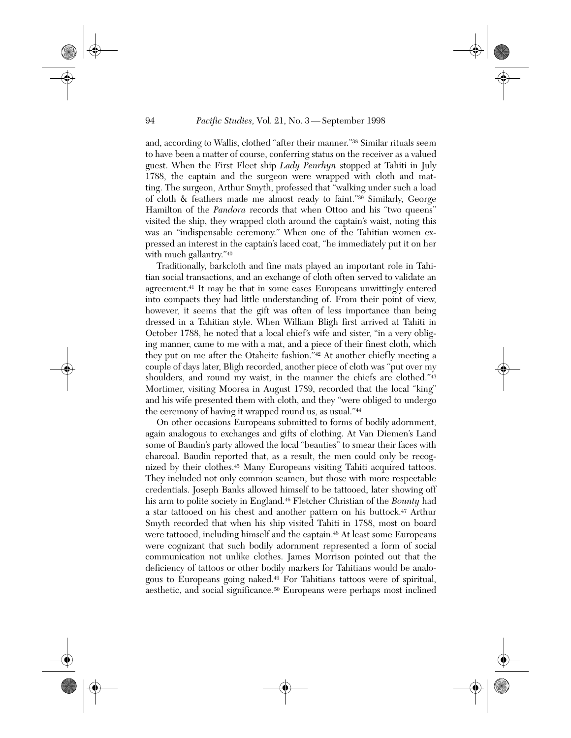and, according to Wallis, clothed "after their manner."[38] Similar rituals seem to have been a matter of course, conferring status on the receiver as a valued guest. When the First Fleet ship *Lady Penrhyn* stopped at Tahiti in July 1788, the captain and the surgeon were wrapped with cloth and matting. The surgeon, Arthur Smyth, professed that "walking under such a load of cloth & feathers made me almost ready to faint."[39] Similarly, George Hamilton of the *Pandora* records that when Ottoo and his "two queens" visited the ship, they wrapped cloth around the captain's waist, noting this was an "indispensable ceremony." When one of the Tahitian women expressed an interest in the captain's laced coat, "he immediately put it on her with much gallantry."[40]

Traditionally, barkcloth and fine mats played an important role in Tahitian social transactions, and an exchange of cloth often served to validate an agreement.[41] It may be that in some cases Europeans unwittingly entered into compacts they had little understanding of. From their point of view, however, it seems that the gift was often of less importance than being dressed in a Tahitian style. When William Bligh first arrived at Tahiti in October 1788, he noted that a local chief's wife and sister, "in a very obliging manner, came to me with a mat, and a piece of their finest cloth, which they put on me after the Otaheite fashion."[42] At another chiefly meeting a couple of days later, Bligh recorded, another piece of cloth was "put over my shoulders, and round my waist, in the manner the chiefs are clothed."[43] Mortimer, visiting Moorea in August 1789, recorded that the local "king" and his wife presented them with cloth, and they "were obliged to undergo the ceremony of having it wrapped round us, as usual."[44]

On other occasions Europeans submitted to forms of bodily adornment, again analogous to exchanges and gifts of clothing. At Van Diemen's Land some of Baudin's party allowed the local "beauties" to smear their faces with charcoal. Baudin reported that, as a result, the men could only be recognized by their clothes.[45] Many Europeans visiting Tahiti acquired tattoos. They included not only common seamen, but those with more respectable credentials. Joseph Banks allowed himself to be tattooed, later showing off his arm to polite society in England.[46] Fletcher Christian of the *Bounty* had a star tattooed on his chest and another pattern on his buttock.[47] Arthur Smyth recorded that when his ship visited Tahiti in 1788, most on board were tattooed, including himself and the captain.[48] At least some Europeans were cognizant that such bodily adornment represented a form of social communication not unlike clothes. James Morrison pointed out that the deficiency of tattoos or other bodily markers for Tahitians would be analogous to Europeans going naked.[49] For Tahitians tattoos were of spiritual, aesthetic, and social significance.[50] Europeans were perhaps most inclined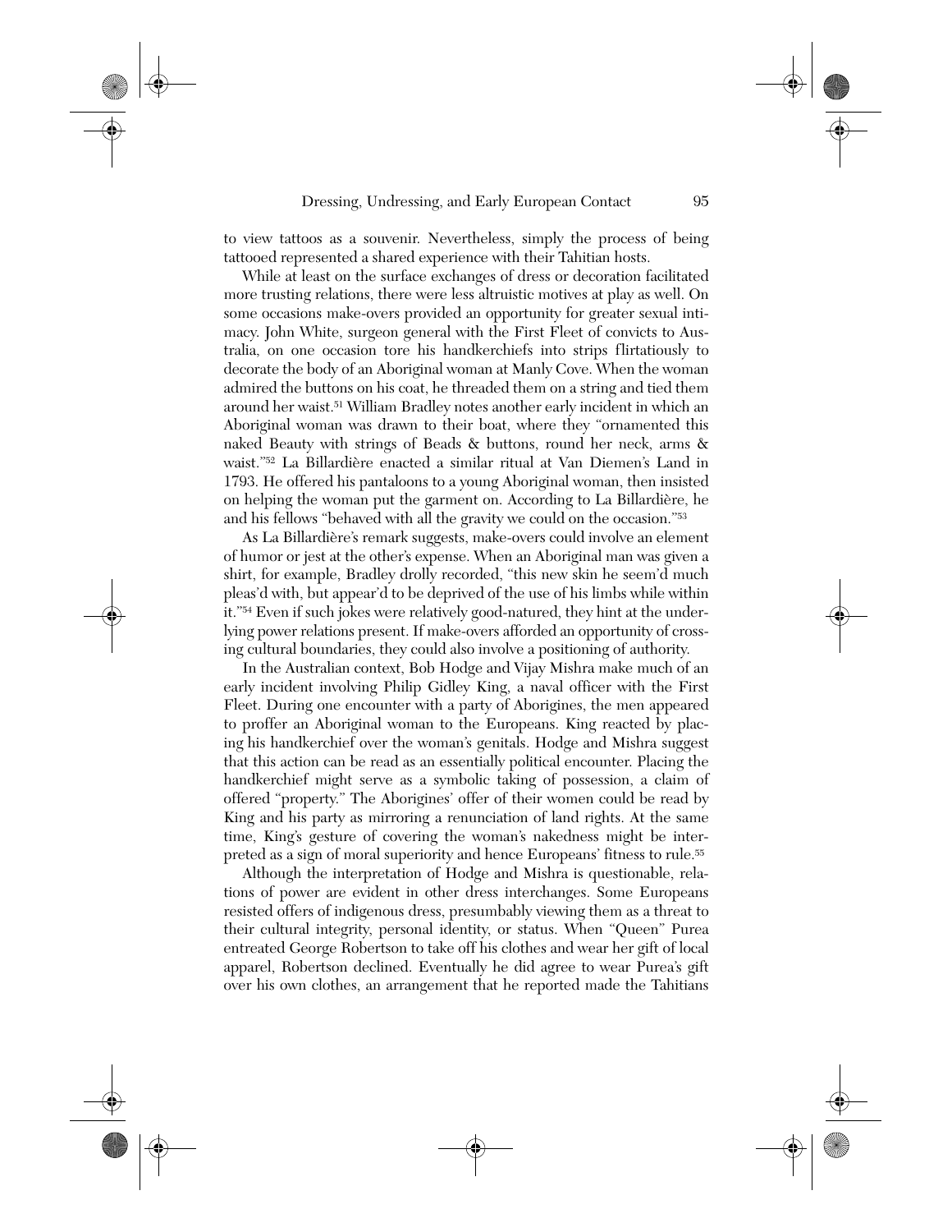to view tattoos as a souvenir. Nevertheless, simply the process of being tattooed represented a shared experience with their Tahitian hosts.

While at least on the surface exchanges of dress or decoration facilitated more trusting relations, there were less altruistic motives at play as well. On some occasions make-overs provided an opportunity for greater sexual intimacy. John White, surgeon general with the First Fleet of convicts to Australia, on one occasion tore his handkerchiefs into strips flirtatiously to decorate the body of an Aboriginal woman at Manly Cove. When the woman admired the buttons on his coat, he threaded them on a string and tied them around her waist.[51] William Bradley notes another early incident in which an Aboriginal woman was drawn to their boat, where they "ornamented this naked Beauty with strings of Beads & buttons, round her neck, arms & waist."[52] La Billardière enacted a similar ritual at Van Diemen's Land in 1793. He offered his pantaloons to a young Aboriginal woman, then insisted on helping the woman put the garment on. According to La Billardière, he and his fellows "behaved with all the gravity we could on the occasion."[53]

As La Billardière's remark suggests, make-overs could involve an element of humor or jest at the other's expense. When an Aboriginal man was given a shirt, for example, Bradley drolly recorded, "this new skin he seem'd much pleas'd with, but appear'd to be deprived of the use of his limbs while within it."[54] Even if such jokes were relatively good-natured, they hint at the underlying power relations present. If make-overs afforded an opportunity of crossing cultural boundaries, they could also involve a positioning of authority.

In the Australian context, Bob Hodge and Vijay Mishra make much of an early incident involving Philip Gidley King, a naval officer with the First Fleet. During one encounter with a party of Aborigines, the men appeared to proffer an Aboriginal woman to the Europeans. King reacted by placing his handkerchief over the woman's genitals. Hodge and Mishra suggest that this action can be read as an essentially political encounter. Placing the handkerchief might serve as a symbolic taking of possession, a claim of offered "property." The Aborigines' offer of their women could be read by King and his party as mirroring a renunciation of land rights. At the same time, King's gesture of covering the woman's nakedness might be interpreted as a sign of moral superiority and hence Europeans' fitness to rule.[55]

Although the interpretation of Hodge and Mishra is questionable, relations of power are evident in other dress interchanges. Some Europeans resisted offers of indigenous dress, presumbably viewing them as a threat to their cultural integrity, personal identity, or status. When "Queen" Purea entreated George Robertson to take off his clothes and wear her gift of local apparel, Robertson declined. Eventually he did agree to wear Purea's gift over his own clothes, an arrangement that he reported made the Tahitians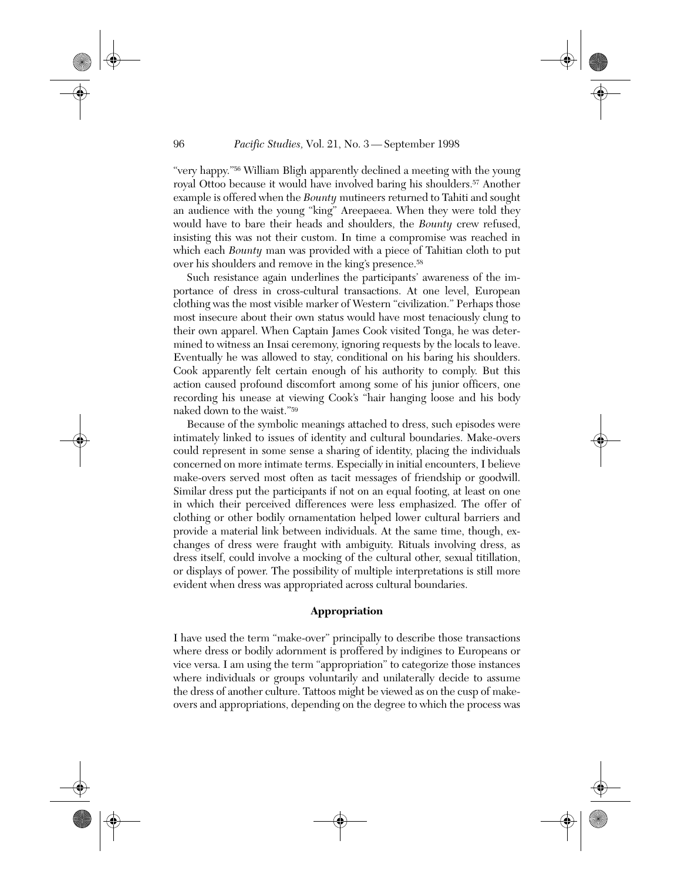"very happy."[56] William Bligh apparently declined a meeting with the young royal Ottoo because it would have involved baring his shoulders.[57] Another example is offered when the *Bounty* mutineers returned to Tahiti and sought an audience with the young "king" Areepaeea. When they were told they would have to bare their heads and shoulders, the *Bounty* crew refused, insisting this was not their custom. In time a compromise was reached in which each *Bounty* man was provided with a piece of Tahitian cloth to put over his shoulders and remove in the king's presence.[58]

Such resistance again underlines the participants' awareness of the importance of dress in cross-cultural transactions. At one level, European clothing was the most visible marker of Western "civilization." Perhaps those most insecure about their own status would have most tenaciously clung to their own apparel. When Captain James Cook visited Tonga, he was determined to witness an Insai ceremony, ignoring requests by the locals to leave. Eventually he was allowed to stay, conditional on his baring his shoulders. Cook apparently felt certain enough of his authority to comply. But this action caused profound discomfort among some of his junior officers, one recording his unease at viewing Cook's "hair hanging loose and his body naked down to the waist."[59]

Because of the symbolic meanings attached to dress, such episodes were intimately linked to issues of identity and cultural boundaries. Make-overs could represent in some sense a sharing of identity, placing the individuals concerned on more intimate terms. Especially in initial encounters, I believe make-overs served most often as tacit messages of friendship or goodwill. Similar dress put the participants if not on an equal footing, at least on one in which their perceived differences were less emphasized. The offer of clothing or other bodily ornamentation helped lower cultural barriers and provide a material link between individuals. At the same time, though, exchanges of dress were fraught with ambiguity. Rituals involving dress, as dress itself, could involve a mocking of the cultural other, sexual titillation, or displays of power. The possibility of multiple interpretations is still more evident when dress was appropriated across cultural boundaries.

## Appropriation

I have used the term "make-over" principally to describe those transactions where dress or bodily adornment is proffered by indigines to Europeans or vice versa. I am using the term "appropriation" to categorize those instances where individuals or groups voluntarily and unilaterally decide to assume the dress of another culture. Tattoos might be viewed as on the cusp of make-overs and appropriations, depending on the degree to which the process was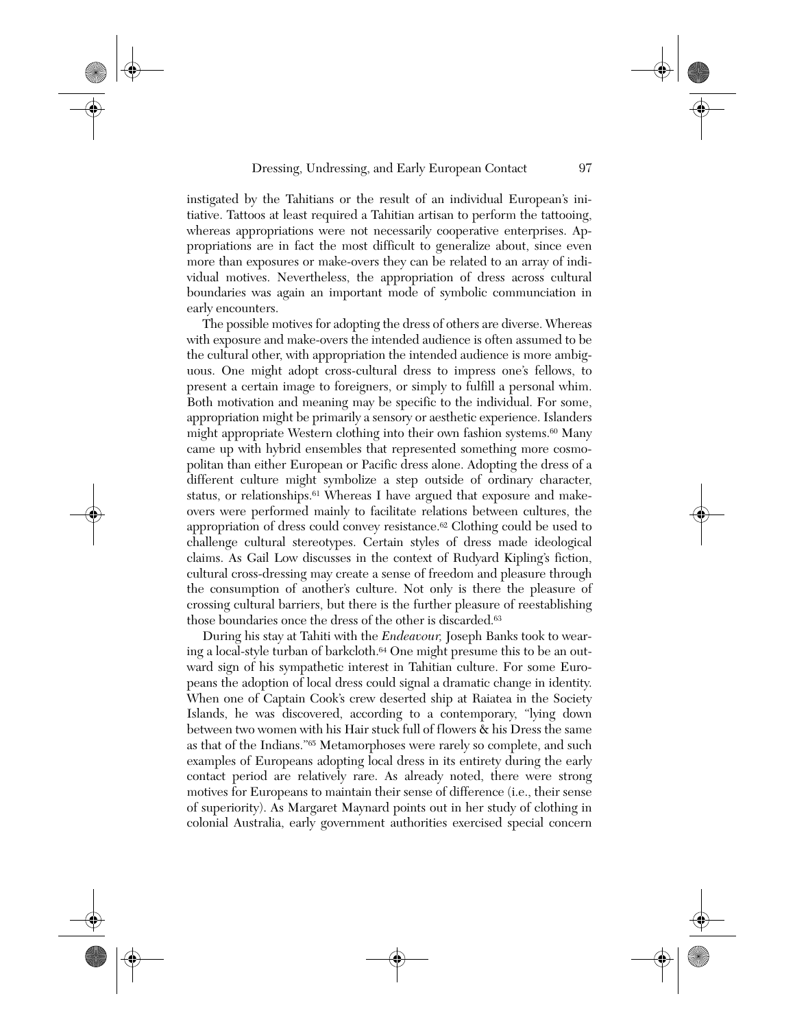instigated by the Tahitians or the result of an individual European's initiative. Tattoos at least required a Tahitian artisan to perform the tattooing, whereas appropriations were not necessarily cooperative enterprises. Appropriations are in fact the most difficult to generalize about, since even more than exposures or make-overs they can be related to an array of individual motives. Nevertheless, the appropriation of dress across cultural boundaries was again an important mode of symbolic communciation in early encounters.

The possible motives for adopting the dress of others are diverse. Whereas with exposure and make-overs the intended audience is often assumed to be the cultural other, with appropriation the intended audience is more ambiguous. One might adopt cross-cultural dress to impress one's fellows, to present a certain image to foreigners, or simply to fulfill a personal whim. Both motivation and meaning may be specific to the individual. For some, appropriation might be primarily a sensory or aesthetic experience. Islanders might appropriate Western clothing into their own fashion systems.[60] Many came up with hybrid ensembles that represented something more cosmopolitan than either European or Pacific dress alone. Adopting the dress of a different culture might symbolize a step outside of ordinary character, status, or relationships.[61] Whereas I have argued that exposure and make-overs were performed mainly to facilitate relations between cultures, the appropriation of dress could convey resistance.[62] Clothing could be used to challenge cultural stereotypes. Certain styles of dress made ideological claims. As Gail Low discusses in the context of Rudyard Kipling's fiction, cultural cross-dressing may create a sense of freedom and pleasure through the consumption of another's culture. Not only is there the pleasure of crossing cultural barriers, but there is the further pleasure of reestablishing those boundaries once the dress of the other is discarded.[63]

During his stay at Tahiti with the *Endeavour,* Joseph Banks took to wearing a local-style turban of barkcloth.[64] One might presume this to be an outward sign of his sympathetic interest in Tahitian culture. For some Europeans the adoption of local dress could signal a dramatic change in identity. When one of Captain Cook's crew deserted ship at Raiatea in the Society Islands, he was discovered, according to a contemporary, "lying down between two women with his Hair stuck full of flowers & his Dress the same as that of the Indians."[65] Metamorphoses were rarely so complete, and such examples of Europeans adopting local dress in its entirety during the early contact period are relatively rare. As already noted, there were strong motives for Europeans to maintain their sense of difference (i.e., their sense of superiority). As Margaret Maynard points out in her study of clothing in colonial Australia, early government authorities exercised special concern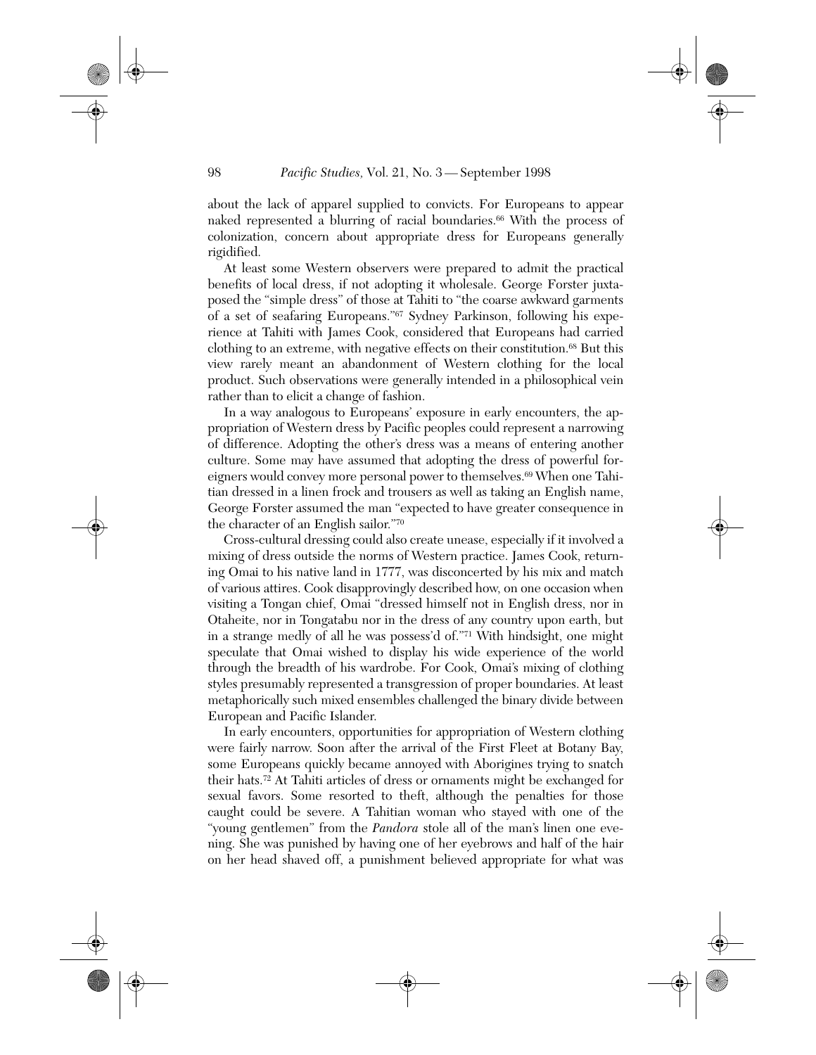about the lack of apparel supplied to convicts. For Europeans to appear naked represented a blurring of racial boundaries.[66] With the process of colonization, concern about appropriate dress for Europeans generally rigidified.

At least some Western observers were prepared to admit the practical benefits of local dress, if not adopting it wholesale. George Forster juxtaposed the "simple dress" of those at Tahiti to "the coarse awkward garments of a set of seafaring Europeans."[67] Sydney Parkinson, following his experience at Tahiti with James Cook, considered that Europeans had carried clothing to an extreme, with negative effects on their constitution.[68] But this view rarely meant an abandonment of Western clothing for the local product. Such observations were generally intended in a philosophical vein rather than to elicit a change of fashion.

In a way analogous to Europeans' exposure in early encounters, the appropriation of Western dress by Pacific peoples could represent a narrowing of difference. Adopting the other's dress was a means of entering another culture. Some may have assumed that adopting the dress of powerful foreigners would convey more personal power to themselves.[69] When one Tahitian dressed in a linen frock and trousers as well as taking an English name, George Forster assumed the man "expected to have greater consequence in the character of an English sailor."[70]

Cross-cultural dressing could also create unease, especially if it involved a mixing of dress outside the norms of Western practice. James Cook, returning Omai to his native land in 1777, was disconcerted by his mix and match of various attires. Cook disapprovingly described how, on one occasion when visiting a Tongan chief, Omai "dressed himself not in English dress, nor in Otaheite, nor in Tongatabu nor in the dress of any country upon earth, but in a strange medly of all he was possess'd of."[71] With hindsight, one might speculate that Omai wished to display his wide experience of the world through the breadth of his wardrobe. For Cook, Omai's mixing of clothing styles presumably represented a transgression of proper boundaries. At least metaphorically such mixed ensembles challenged the binary divide between European and Pacific Islander.

In early encounters, opportunities for appropriation of Western clothing were fairly narrow. Soon after the arrival of the First Fleet at Botany Bay, some Europeans quickly became annoyed with Aborigines trying to snatch their hats.[72] At Tahiti articles of dress or ornaments might be exchanged for sexual favors. Some resorted to theft, although the penalties for those caught could be severe. A Tahitian woman who stayed with one of the "young gentlemen" from the *Pandora* stole all of the man's linen one evening. She was punished by having one of her eyebrows and half of the hair on her head shaved off, a punishment believed appropriate for what was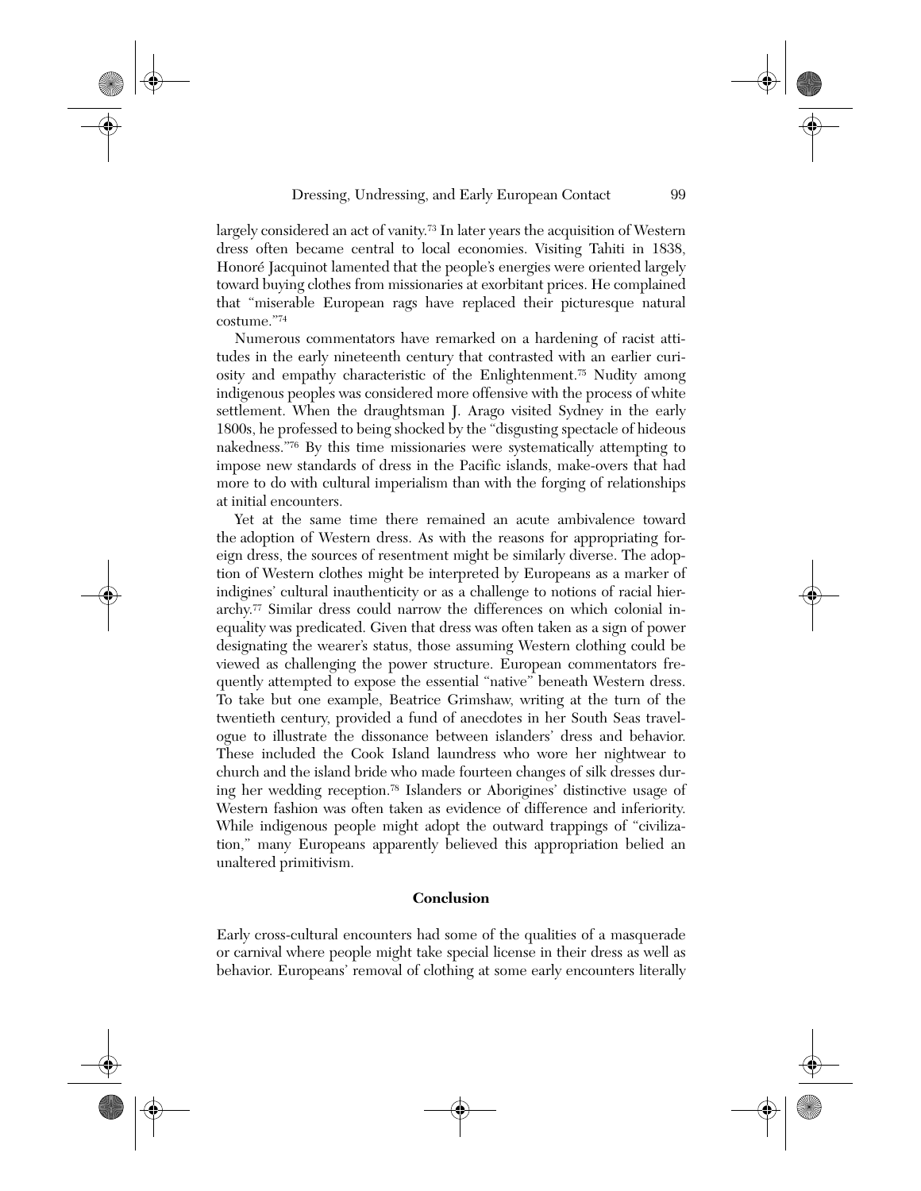largely considered an act of vanity.[73] In later years the acquisition of Western dress often became central to local economies. Visiting Tahiti in 1838, Honoré Jacquinot lamented that the people's energies were oriented largely toward buying clothes from missionaries at exorbitant prices. He complained that "miserable European rags have replaced their picturesque natural costume."[74]

Numerous commentators have remarked on a hardening of racist attitudes in the early nineteenth century that contrasted with an earlier curiosity and empathy characteristic of the Enlightenment.[75] Nudity among indigenous peoples was considered more offensive with the process of white settlement. When the draughtsman J. Arago visited Sydney in the early 1800s, he professed to being shocked by the "disgusting spectacle of hideous nakedness."[76] By this time missionaries were systematically attempting to impose new standards of dress in the Pacific islands, make-overs that had more to do with cultural imperialism than with the forging of relationships at initial encounters.

Yet at the same time there remained an acute ambivalence toward the adoption of Western dress. As with the reasons for appropriating foreign dress, the sources of resentment might be similarly diverse. The adoption of Western clothes might be interpreted by Europeans as a marker of indigines' cultural inauthenticity or as a challenge to notions of racial hierarchy.[77] Similar dress could narrow the differences on which colonial inequality was predicated. Given that dress was often taken as a sign of power designating the wearer's status, those assuming Western clothing could be viewed as challenging the power structure. European commentators frequently attempted to expose the essential "native" beneath Western dress. To take but one example, Beatrice Grimshaw, writing at the turn of the twentieth century, provided a fund of anecdotes in her South Seas travelogue to illustrate the dissonance between islanders' dress and behavior. These included the Cook Island laundress who wore her nightwear to church and the island bride who made fourteen changes of silk dresses during her wedding reception.[78] Islanders or Aborigines' distinctive usage of Western fashion was often taken as evidence of difference and inferiority. While indigenous people might adopt the outward trappings of "civilization," many Europeans apparently believed this appropriation belied an unaltered primitivism.

## Conclusion

Early cross-cultural encounters had some of the qualities of a masquerade or carnival where people might take special license in their dress as well as behavior. Europeans' removal of clothing at some early encounters literally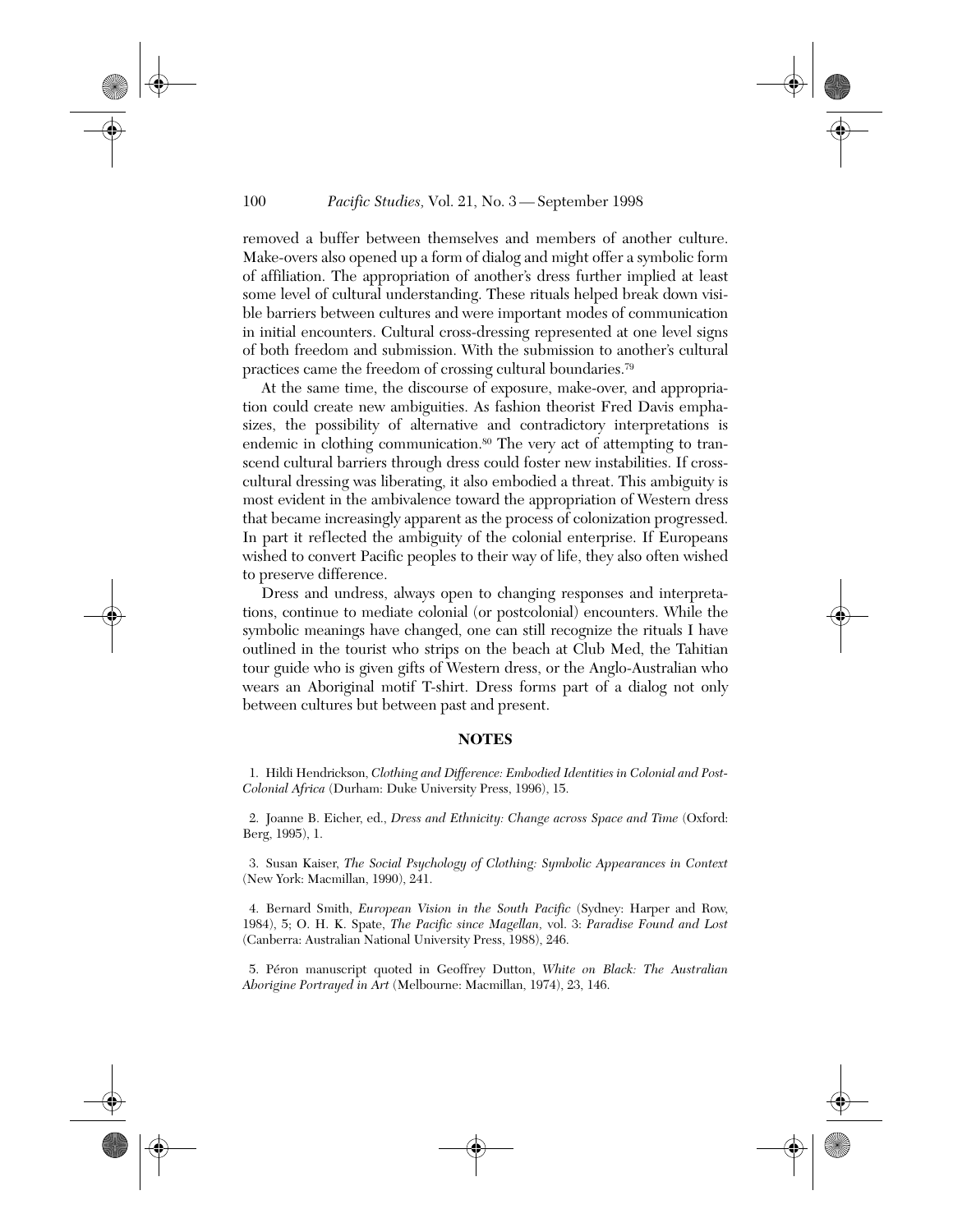removed a buffer between themselves and members of another culture. Make-overs also opened up a form of dialog and might offer a symbolic form of affiliation. The appropriation of another's dress further implied at least some level of cultural understanding. These rituals helped break down visible barriers between cultures and were important modes of communication in initial encounters. Cultural cross-dressing represented at one level signs of both freedom and submission. With the submission to another's cultural practices came the freedom of crossing cultural boundaries.[79]

At the same time, the discourse of exposure, make-over, and appropriation could create new ambiguities. As fashion theorist Fred Davis emphasizes, the possibility of alternative and contradictory interpretations is endemic in clothing communication.[80] The very act of attempting to transcend cultural barriers through dress could foster new instabilities. If cross-cultural dressing was liberating, it also embodied a threat. This ambiguity is most evident in the ambivalence toward the appropriation of Western dress that became increasingly apparent as the process of colonization progressed. In part it reflected the ambiguity of the colonial enterprise. If Europeans wished to convert Pacific peoples to their way of life, they also often wished to preserve difference.

Dress and undress, always open to changing responses and interpretations, continue to mediate colonial (or postcolonial) encounters. While the symbolic meanings have changed, one can still recognize the rituals I have outlined in the tourist who strips on the beach at Club Med, the Tahitian tour guide who is given gifts of Western dress, or the Anglo-Australian who wears an Aboriginal motif T-shirt. Dress forms part of a dialog not only between cultures but between past and present.

## NOTES

1. Hildi Hendrickson, *Clothing and Difference: Embodied Identities in Colonial and Post-Colonial Africa* (Durham: Duke University Press, 1996), 15.

2. Joanne B. Eicher, ed., *Dress and Ethnicity: Change across Space and Time* (Oxford: Berg, 1995), 1.

3. Susan Kaiser, *The Social Psychology of Clothing: Symbolic Appearances in Context* (New York: Macmillan, 1990), 241.

4. Bernard Smith, *European Vision in the South Pacific* (Sydney: Harper and Row, 1984), 5; O. H. K. Spate, *The Pacific since Magellan,* vol. 3: *Paradise Found and Lost* (Canberra: Australian National University Press, 1988), 246.

5. Péron manuscript quoted in Geoffrey Dutton, *White on Black: The Australian Aborigine Portrayed in Art* (Melbourne: Macmillan, 1974), 23, 146.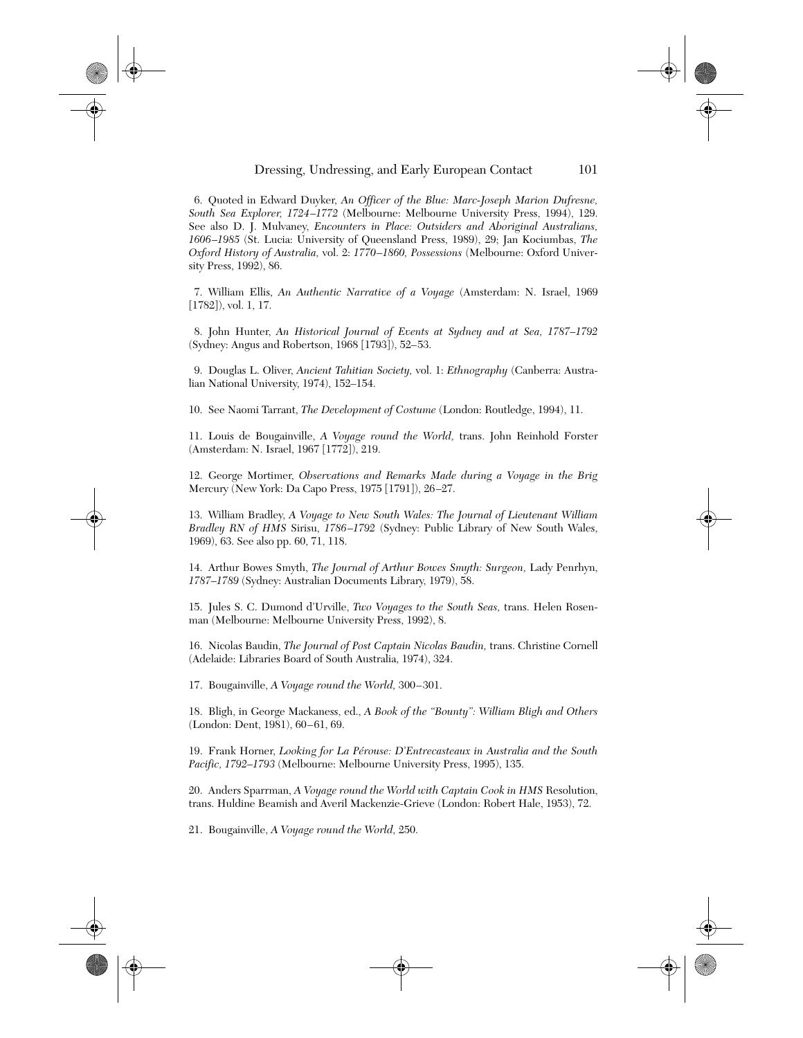6. Quoted in Edward Duyker, *An Officer of the Blue: Marc-Joseph Marion Dufresne, South Sea Explorer, 1724–1772* (Melbourne: Melbourne University Press, 1994), 129. See also D. J. Mulvaney, *Encounters in Place: Outsiders and Aboriginal Australians, 1606–1985* (St. Lucia: University of Queensland Press, 1989), 29; Jan Kociumbas, *The Oxford History of Australia,* vol. 2: *1770–1860, Possessions* (Melbourne: Oxford University Press, 1992), 86.

7. William Ellis, *An Authentic Narrative of a Voyage* (Amsterdam: N. Israel, 1969 [1782]), vol. 1, 17.

8. John Hunter, *An Historical Journal of Events at Sydney and at Sea, 1787–1792* (Sydney: Angus and Robertson, 1968 [1793]), 52–53.

9. Douglas L. Oliver, *Ancient Tahitian Society,* vol. 1: *Ethnography* (Canberra: Australian National University, 1974), 152–154.

10. See Naomi Tarrant, *The Development of Costume* (London: Routledge, 1994), 11.

11. Louis de Bougainville, *A Voyage round the World,* trans. John Reinhold Forster (Amsterdam: N. Israel, 1967 [1772]), 219.

12. George Mortimer, *Observations and Remarks Made during a Voyage in the Brig* Mercury (New York: Da Capo Press, 1975 [1791]), 26–27.

13. William Bradley, *A Voyage to New South Wales: The Journal of Lieutenant William Bradley RN of HMS* Sirisu, *1786–1792* (Sydney: Public Library of New South Wales, 1969), 63. See also pp. 60, 71, 118.

14. Arthur Bowes Smyth, *The Journal of Arthur Bowes Smyth: Surgeon,* Lady Penrhyn, *1787–1789* (Sydney: Australian Documents Library, 1979), 58.

15. Jules S. C. Dumond d'Urville, *Two Voyages to the South Seas,* trans. Helen Rosenman (Melbourne: Melbourne University Press, 1992), 8.

16. Nicolas Baudin, *The Journal of Post Captain Nicolas Baudin,* trans. Christine Cornell (Adelaide: Libraries Board of South Australia, 1974), 324.

17. Bougainville, *A Voyage round the World,* 300–301.

18. Bligh, in George Mackaness, ed., *A Book of the "Bounty": William Bligh and Others* (London: Dent, 1981), 60–61, 69.

19. Frank Horner, *Looking for La Pérouse: D'Entrecasteaux in Australia and the South Pacific, 1792–1793* (Melbourne: Melbourne University Press, 1995), 135.

20. Anders Sparrman, *A Voyage round the World with Captain Cook in HMS* Resolution, trans. Huldine Beamish and Averil Mackenzie-Grieve (London: Robert Hale, 1953), 72.

21. Bougainville, *A Voyage round the World,* 250.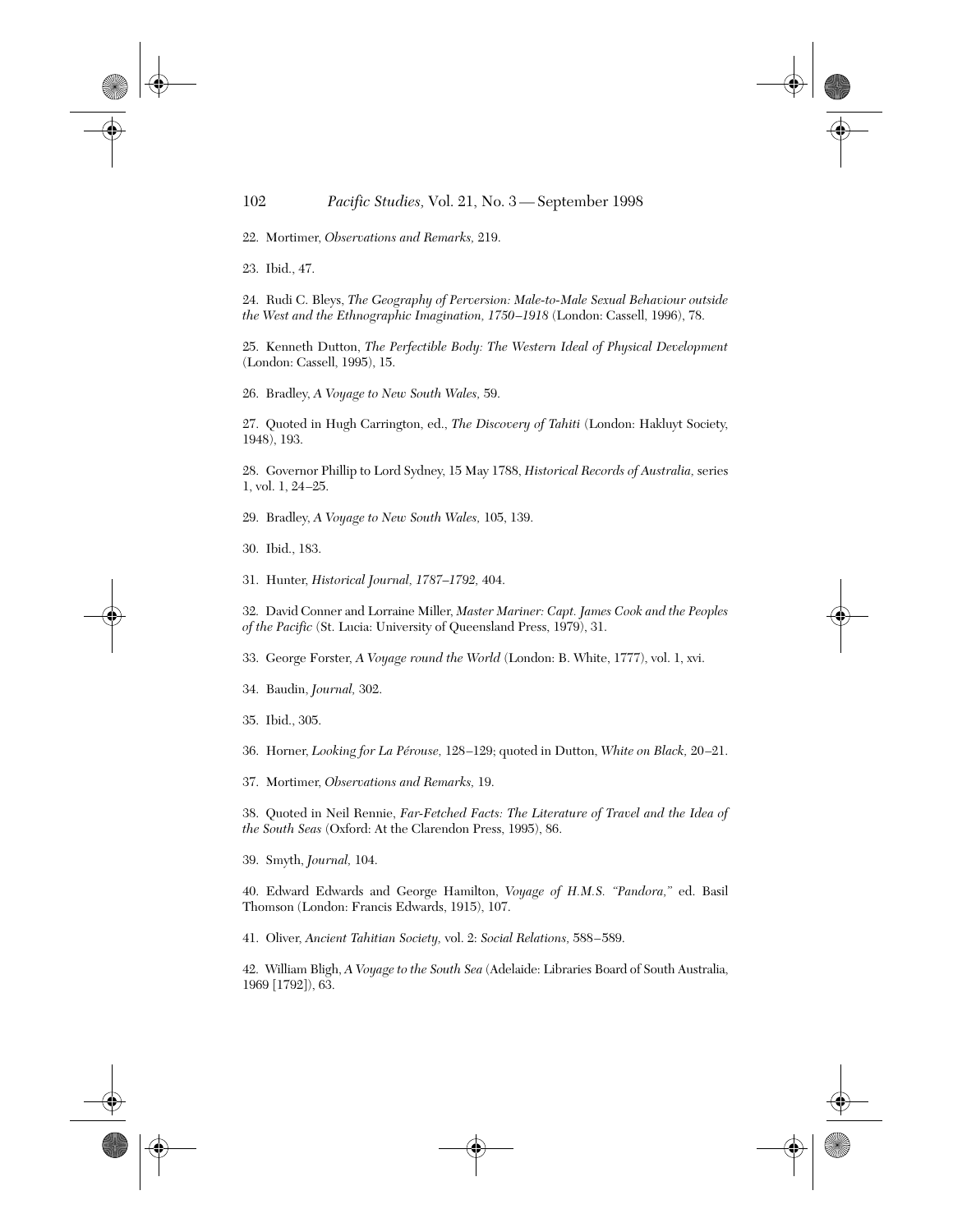22. Mortimer, *Observations and Remarks,* 219.

23. Ibid., 47.

24. Rudi C. Bleys, *The Geography of Perversion: Male-to-Male Sexual Behaviour outside the West and the Ethnographic Imagination, 1750–1918* (London: Cassell, 1996), 78.

25. Kenneth Dutton, *The Perfectible Body: The Western Ideal of Physical Development* (London: Cassell, 1995), 15.

26. Bradley, *A Voyage to New South Wales,* 59.

27. Quoted in Hugh Carrington, ed., *The Discovery of Tahiti* (London: Hakluyt Society, 1948), 193.

28. Governor Phillip to Lord Sydney, 15 May 1788, *Historical Records of Australia,* series 1, vol. 1, 24–25.

29. Bradley, *A Voyage to New South Wales,* 105, 139.

30. Ibid., 183.

31. Hunter, *Historical Journal, 1787–1792,* 404.

32. David Conner and Lorraine Miller, *Master Mariner: Capt. James Cook and the Peoples of the Pacific* (St. Lucia: University of Queensland Press, 1979), 31.

33. George Forster, *A Voyage round the World* (London: B. White, 1777), vol. 1, xvi.

34. Baudin, *Journal,* 302.

35. Ibid., 305.

36. Horner, *Looking for La Pérouse,* 128–129; quoted in Dutton, *White on Black,* 20–21.

37. Mortimer, *Observations and Remarks,* 19.

38. Quoted in Neil Rennie, *Far-Fetched Facts: The Literature of Travel and the Idea of the South Seas* (Oxford: At the Clarendon Press, 1995), 86.

39. Smyth, *Journal,* 104.

40. Edward Edwards and George Hamilton, *Voyage of H.M.S. "Pandora,"* ed. Basil Thomson (London: Francis Edwards, 1915), 107.

41. Oliver, *Ancient Tahitian Society,* vol. 2: *Social Relations,* 588–589.

42. William Bligh, *A Voyage to the South Sea* (Adelaide: Libraries Board of South Australia, 1969 [1792]), 63.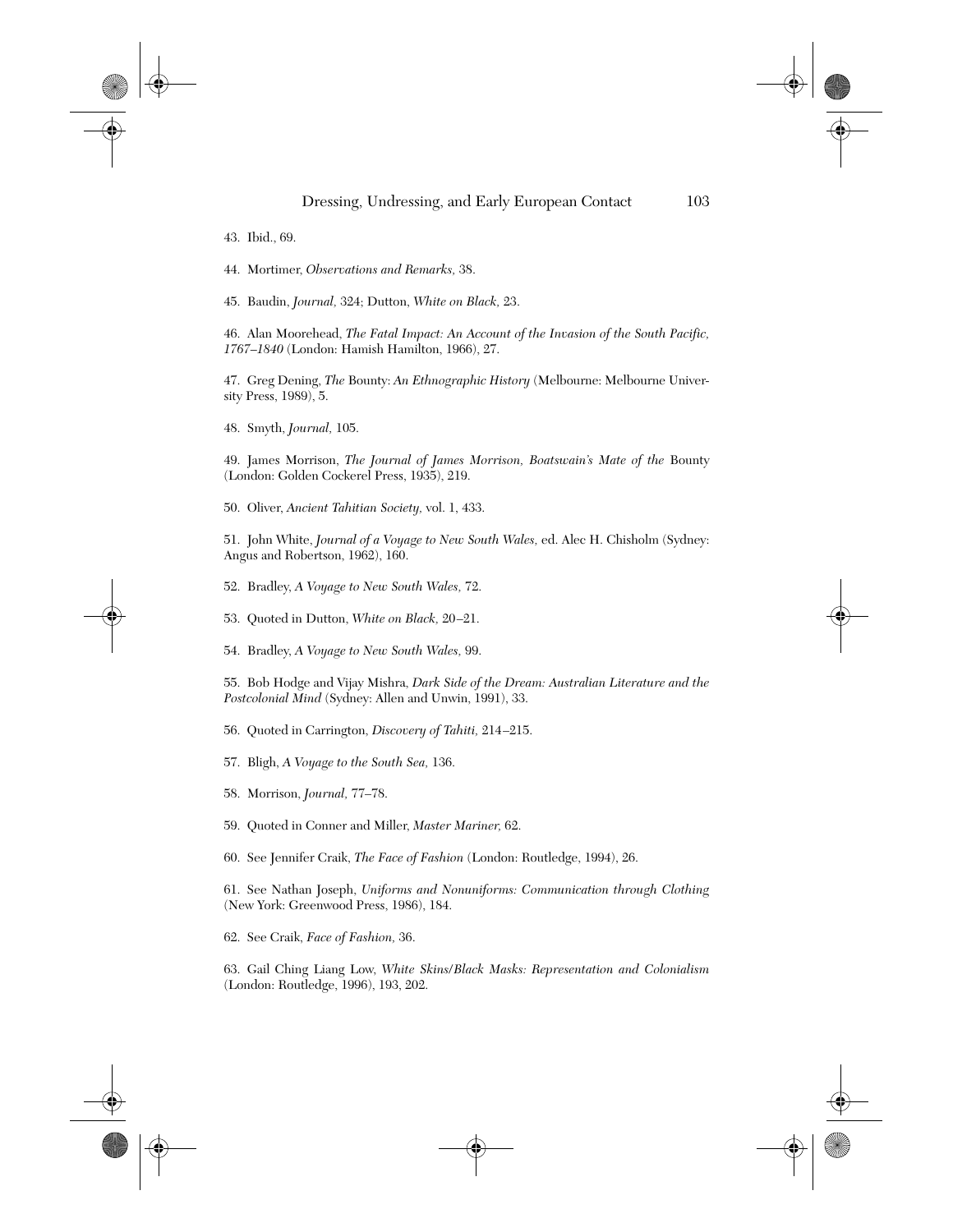43. Ibid., 69.

44. Mortimer, *Observations and Remarks,* 38.

45. Baudin, *Journal,* 324; Dutton, *White on Black,* 23.

46. Alan Moorehead, *The Fatal Impact: An Account of the Invasion of the South Pacific, 1767–1840* (London: Hamish Hamilton, 1966), 27.

47. Greg Dening, *The* Bounty: *An Ethnographic History* (Melbourne: Melbourne University Press, 1989), 5.

48. Smyth, *Journal,* 105.

49. James Morrison, *The Journal of James Morrison, Boatswain's Mate of the* Bounty (London: Golden Cockerel Press, 1935), 219.

50. Oliver, *Ancient Tahitian Society,* vol. 1, 433.

51. John White, *Journal of a Voyage to New South Wales,* ed. Alec H. Chisholm (Sydney: Angus and Robertson, 1962), 160.

52. Bradley, *A Voyage to New South Wales,* 72.

53. Quoted in Dutton, *White on Black,* 20–21.

54. Bradley, *A Voyage to New South Wales,* 99.

55. Bob Hodge and Vijay Mishra, *Dark Side of the Dream: Australian Literature and the Postcolonial Mind* (Sydney: Allen and Unwin, 1991), 33.

56. Quoted in Carrington, *Discovery of Tahiti,* 214–215.

57. Bligh, *A Voyage to the South Sea,* 136.

58. Morrison, *Journal,* 77–78.

59. Quoted in Conner and Miller, *Master Mariner,* 62.

60. See Jennifer Craik, *The Face of Fashion* (London: Routledge, 1994), 26.

61. See Nathan Joseph, *Uniforms and Nonuniforms: Communication through Clothing* (New York: Greenwood Press, 1986), 184.

62. See Craik, *Face of Fashion,* 36.

63. Gail Ching Liang Low, *White Skins/Black Masks: Representation and Colonialism* (London: Routledge, 1996), 193, 202.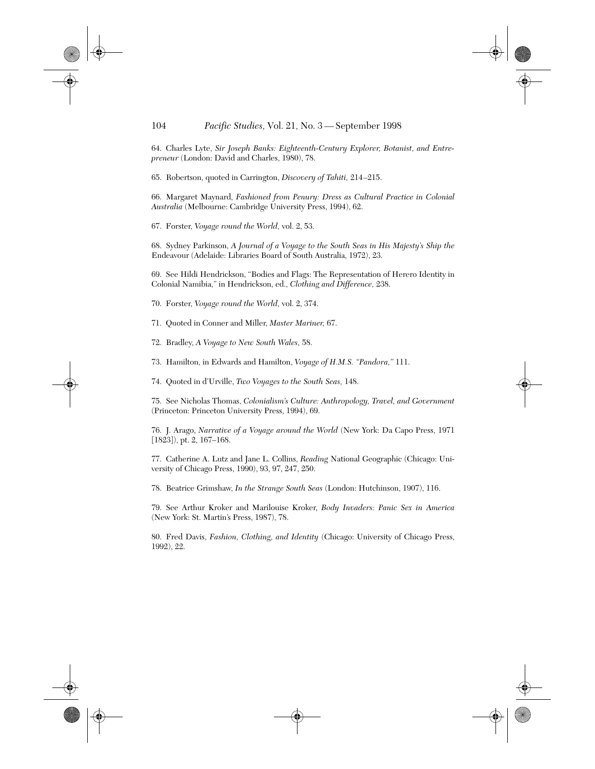64. Charles Lyte, *Sir Joseph Banks: Eighteenth-Century Explorer, Botanist, and Entrepreneur* (London: David and Charles, 1980), 78.

65. Robertson, quoted in Carrington, *Discovery of Tahiti,* 214–215.

66. Margaret Maynard, *Fashioned from Penury: Dress as Cultural Practice in Colonial Australia* (Melbourne: Cambridge University Press, 1994), 62.

67. Forster, *Voyage round the World,* vol. 2, 53.

68. Sydney Parkinson, *A Journal of a Voyage to the South Seas in His Majesty's Ship the* Endeavour (Adelaide: Libraries Board of South Australia, 1972), 23.

69. See Hildi Hendrickson, "Bodies and Flags: The Representation of Herero Identity in Colonial Namibia," in Hendrickson, ed., *Clothing and Difference,* 238.

70. Forster, *Voyage round the World,* vol. 2, 374.

71. Quoted in Conner and Miller, *Master Mariner,* 67.

72. Bradley, *A Voyage to New South Wales,* 58.

73. Hamilton, in Edwards and Hamilton, *Voyage of H.M.S. "Pandora,"* 111.

74. Quoted in d'Urville, *Two Voyages to the South Seas,* 148.

75. See Nicholas Thomas, *Colonialism's Culture: Anthropology, Travel, and Government* (Princeton: Princeton University Press, 1994), 69.

76. J. Arago, *Narrative of a Voyage around the World* (New York: Da Capo Press, 1971 [1823]), pt. 2, 167–168.

77. Catherine A. Lutz and Jane L. Collins, *Reading* National Geographic (Chicago: University of Chicago Press, 1990), 93, 97, 247, 250.

78. Beatrice Grimshaw, *In the Strange South Seas* (London: Hutchinson, 1907), 116.

79. See Arthur Kroker and Marilouise Kroker, *Body Invaders: Panic Sex in America* (New York: St. Martin's Press, 1987), 78.

80. Fred Davis, *Fashion, Clothing, and Identity* (Chicago: University of Chicago Press, 1992), 22.